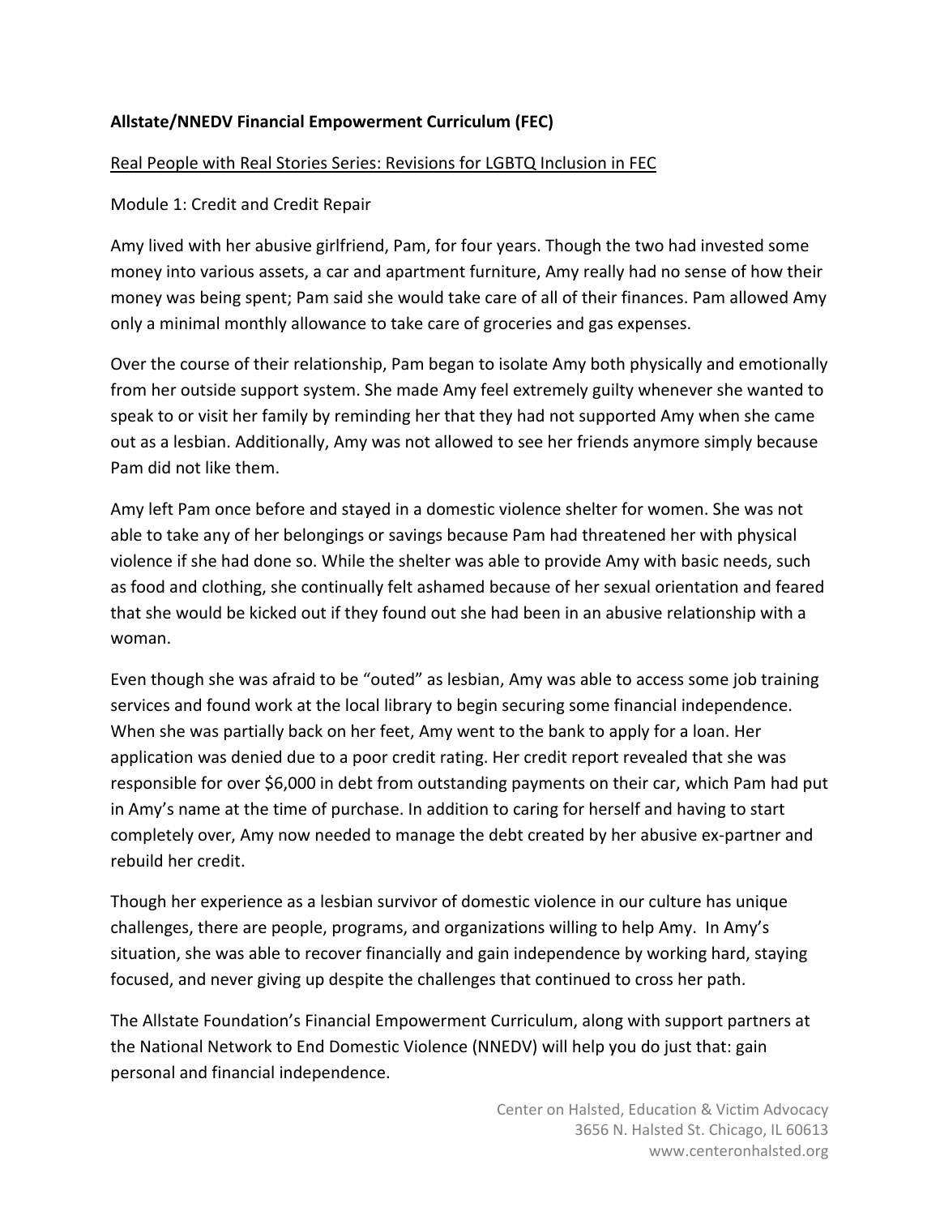**Allstate/NNEDV Financial Empowerment Curriculum (FEC)**

<u>Real People with Real Stories Series: Revisions for LGBTQ Inclusion in FEC</u>

Module 1: Credit and Credit Repair

Amy lived with her abusive girlfriend, Pam, for four years. Though the two had invested some money into various assets, a car and apartment furniture, Amy really had no sense of how their money was being spent; Pam said she would take care of all of their finances. Pam allowed Amy only a minimal monthly allowance to take care of groceries and gas expenses.

Over the course of their relationship, Pam began to isolate Amy both physically and emotionally from her outside support system. She made Amy feel extremely guilty whenever she wanted to speak to or visit her family by reminding her that they had not supported Amy when she came out as a lesbian. Additionally, Amy was not allowed to see her friends anymore simply because Pam did not like them.

Amy left Pam once before and stayed in a domestic violence shelter for women. She was not able to take any of her belongings or savings because Pam had threatened her with physical violence if she had done so. While the shelter was able to provide Amy with basic needs, such as food and clothing, she continually felt ashamed because of her sexual orientation and feared that she would be kicked out if they found out she had been in an abusive relationship with a woman.

Even though she was afraid to be "outed" as lesbian, Amy was able to access some job training services and found work at the local library to begin securing some financial independence. When she was partially back on her feet, Amy went to the bank to apply for a loan. Her application was denied due to a poor credit rating. Her credit report revealed that she was responsible for over $6,000 in debt from outstanding payments on their car, which Pam had put in Amy's name at the time of purchase. In addition to caring for herself and having to start completely over, Amy now needed to manage the debt created by her abusive ex-partner and rebuild her credit.

Though her experience as a lesbian survivor of domestic violence in our culture has unique challenges, there are people, programs, and organizations willing to help Amy. In Amy's situation, she was able to recover financially and gain independence by working hard, staying focused, and never giving up despite the challenges that continued to cross her path.

The Allstate Foundation's Financial Empowerment Curriculum, along with support partners at the National Network to End Domestic Violence (NNEDV) will help you do just that: gain personal and financial independence.

Center on Halsted, Education & Victim Advocacy
3656 N. Halsted St. Chicago, IL 60613
www.centeronhalsted.org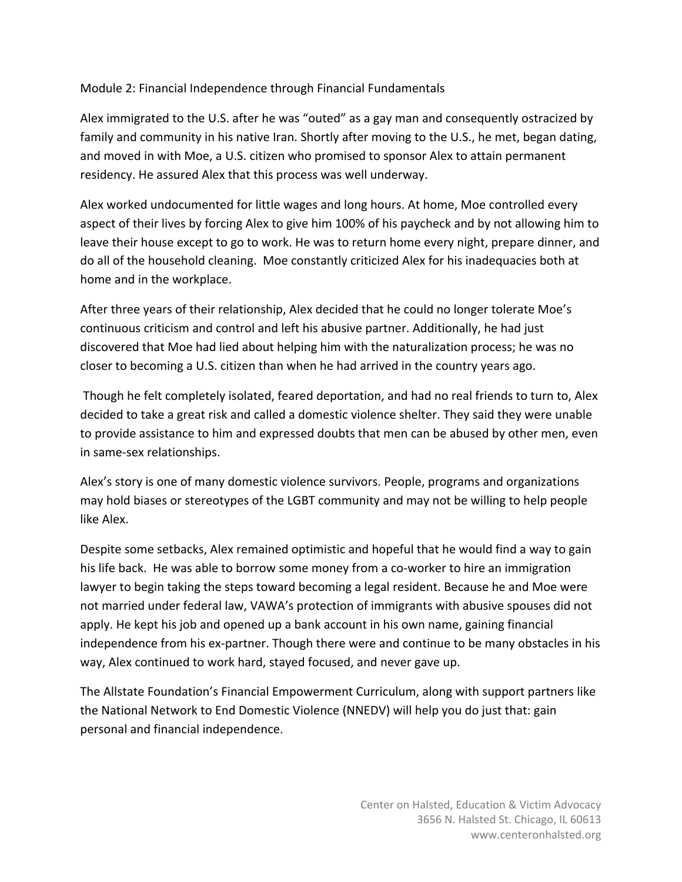## Module 2: Financial Independence through Financial Fundamentals

Alex immigrated to the U.S. after he was "outed" as a gay man and consequently ostracized by family and community in his native Iran. Shortly after moving to the U.S., he met, began dating, and moved in with Moe, a U.S. citizen who promised to sponsor Alex to attain permanent residency. He assured Alex that this process was well underway.

Alex worked undocumented for little wages and long hours. At home, Moe controlled every aspect of their lives by forcing Alex to give him 100% of his paycheck and by not allowing him to leave their house except to go to work. He was to return home every night, prepare dinner, and do all of the household cleaning. Moe constantly criticized Alex for his inadequacies both at home and in the workplace.

After three years of their relationship, Alex decided that he could no longer tolerate Moe's continuous criticism and control and left his abusive partner. Additionally, he had just discovered that Moe had lied about helping him with the naturalization process; he was no closer to becoming a U.S. citizen than when he had arrived in the country years ago.

Though he felt completely isolated, feared deportation, and had no real friends to turn to, Alex decided to take a great risk and called a domestic violence shelter. They said they were unable to provide assistance to him and expressed doubts that men can be abused by other men, even in same-sex relationships.

Alex's story is one of many domestic violence survivors. People, programs and organizations may hold biases or stereotypes of the LGBT community and may not be willing to help people like Alex.

Despite some setbacks, Alex remained optimistic and hopeful that he would find a way to gain his life back. He was able to borrow some money from a co-worker to hire an immigration lawyer to begin taking the steps toward becoming a legal resident. Because he and Moe were not married under federal law, VAWA's protection of immigrants with abusive spouses did not apply. He kept his job and opened up a bank account in his own name, gaining financial independence from his ex-partner. Though there were and continue to be many obstacles in his way, Alex continued to work hard, stayed focused, and never gave up.

The Allstate Foundation's Financial Empowerment Curriculum, along with support partners like the National Network to End Domestic Violence (NNEDV) will help you do just that: gain personal and financial independence.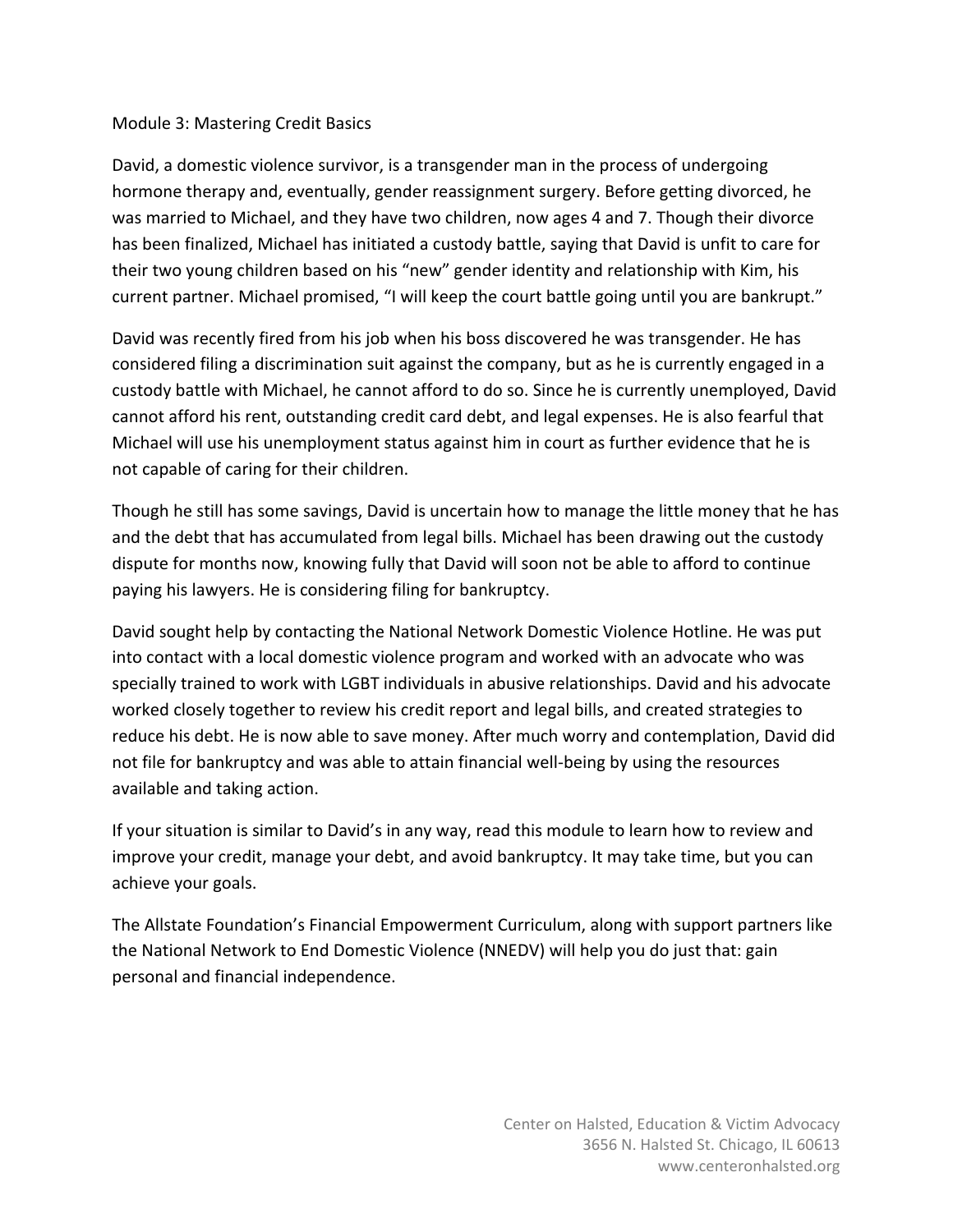# Module 3: Mastering Credit Basics

David, a domestic violence survivor, is a transgender man in the process of undergoing hormone therapy and, eventually, gender reassignment surgery. Before getting divorced, he was married to Michael, and they have two children, now ages 4 and 7. Though their divorce has been finalized, Michael has initiated a custody battle, saying that David is unfit to care for their two young children based on his "new" gender identity and relationship with Kim, his current partner. Michael promised, "I will keep the court battle going until you are bankrupt."

David was recently fired from his job when his boss discovered he was transgender. He has considered filing a discrimination suit against the company, but as he is currently engaged in a custody battle with Michael, he cannot afford to do so. Since he is currently unemployed, David cannot afford his rent, outstanding credit card debt, and legal expenses. He is also fearful that Michael will use his unemployment status against him in court as further evidence that he is not capable of caring for their children.

Though he still has some savings, David is uncertain how to manage the little money that he has and the debt that has accumulated from legal bills. Michael has been drawing out the custody dispute for months now, knowing fully that David will soon not be able to afford to continue paying his lawyers. He is considering filing for bankruptcy.

David sought help by contacting the National Network Domestic Violence Hotline. He was put into contact with a local domestic violence program and worked with an advocate who was specially trained to work with LGBT individuals in abusive relationships. David and his advocate worked closely together to review his credit report and legal bills, and created strategies to reduce his debt. He is now able to save money. After much worry and contemplation, David did not file for bankruptcy and was able to attain financial well-being by using the resources available and taking action.

If your situation is similar to David's in any way, read this module to learn how to review and improve your credit, manage your debt, and avoid bankruptcy. It may take time, but you can achieve your goals.

The Allstate Foundation's Financial Empowerment Curriculum, along with support partners like the National Network to End Domestic Violence (NNEDV) will help you do just that: gain personal and financial independence.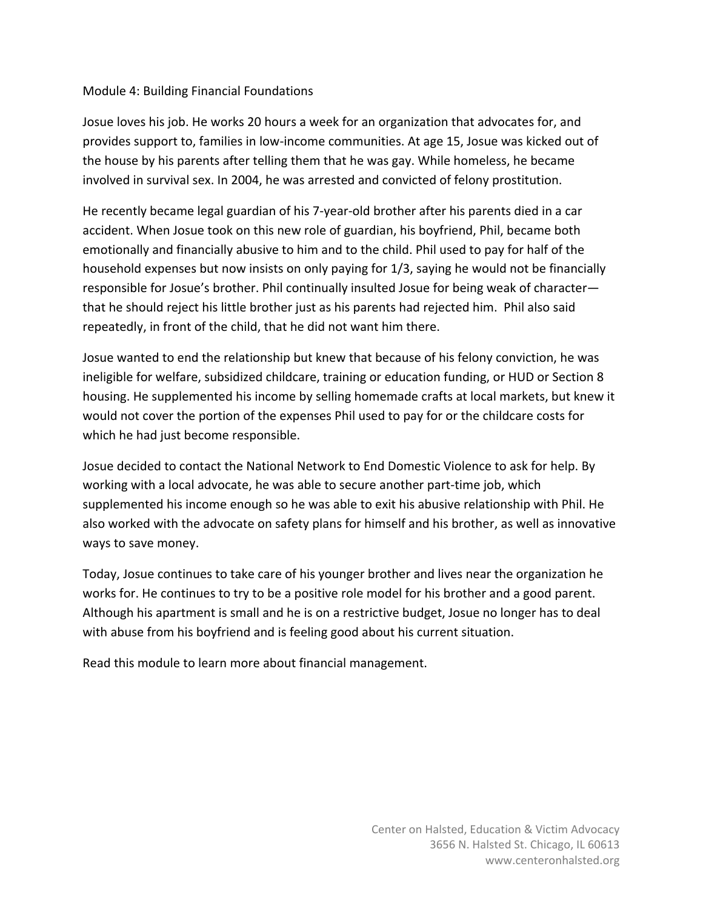# Module 4: Building Financial Foundations

Josue loves his job. He works 20 hours a week for an organization that advocates for, and provides support to, families in low-income communities. At age 15, Josue was kicked out of the house by his parents after telling them that he was gay. While homeless, he became involved in survival sex. In 2004, he was arrested and convicted of felony prostitution.

He recently became legal guardian of his 7-year-old brother after his parents died in a car accident. When Josue took on this new role of guardian, his boyfriend, Phil, became both emotionally and financially abusive to him and to the child. Phil used to pay for half of the household expenses but now insists on only paying for 1/3, saying he would not be financially responsible for Josue's brother. Phil continually insulted Josue for being weak of character—that he should reject his little brother just as his parents had rejected him. Phil also said repeatedly, in front of the child, that he did not want him there.

Josue wanted to end the relationship but knew that because of his felony conviction, he was ineligible for welfare, subsidized childcare, training or education funding, or HUD or Section 8 housing. He supplemented his income by selling homemade crafts at local markets, but knew it would not cover the portion of the expenses Phil used to pay for or the childcare costs for which he had just become responsible.

Josue decided to contact the National Network to End Domestic Violence to ask for help. By working with a local advocate, he was able to secure another part-time job, which supplemented his income enough so he was able to exit his abusive relationship with Phil. He also worked with the advocate on safety plans for himself and his brother, as well as innovative ways to save money.

Today, Josue continues to take care of his younger brother and lives near the organization he works for. He continues to try to be a positive role model for his brother and a good parent. Although his apartment is small and he is on a restrictive budget, Josue no longer has to deal with abuse from his boyfriend and is feeling good about his current situation.

Read this module to learn more about financial management.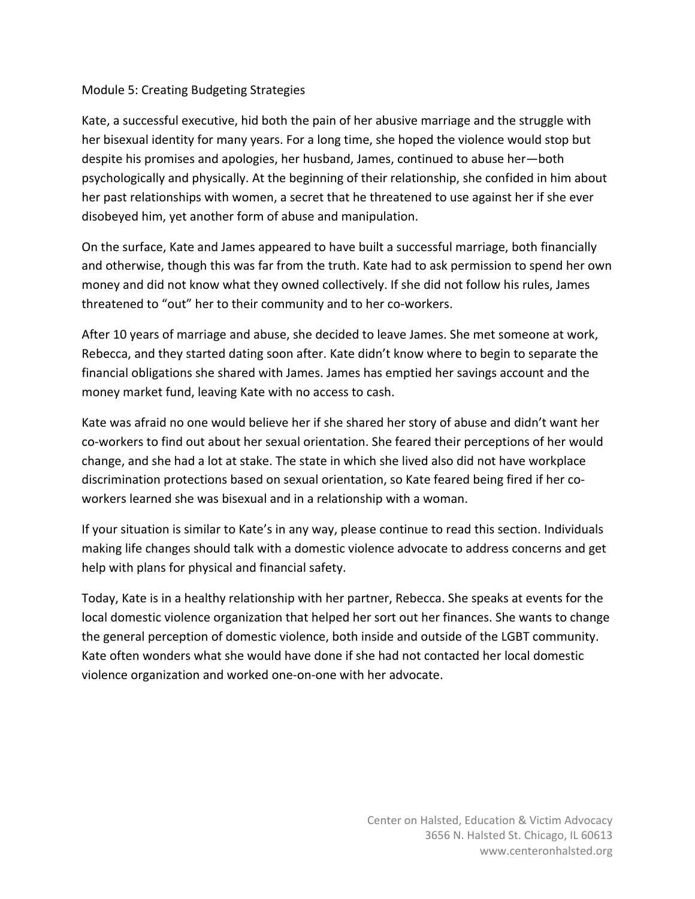Module 5: Creating Budgeting Strategies

Kate, a successful executive, hid both the pain of her abusive marriage and the struggle with her bisexual identity for many years. For a long time, she hoped the violence would stop but despite his promises and apologies, her husband, James, continued to abuse her—both psychologically and physically. At the beginning of their relationship, she confided in him about her past relationships with women, a secret that he threatened to use against her if she ever disobeyed him, yet another form of abuse and manipulation.

On the surface, Kate and James appeared to have built a successful marriage, both financially and otherwise, though this was far from the truth. Kate had to ask permission to spend her own money and did not know what they owned collectively. If she did not follow his rules, James threatened to "out" her to their community and to her co-workers.

After 10 years of marriage and abuse, she decided to leave James. She met someone at work, Rebecca, and they started dating soon after. Kate didn't know where to begin to separate the financial obligations she shared with James. James has emptied her savings account and the money market fund, leaving Kate with no access to cash.

Kate was afraid no one would believe her if she shared her story of abuse and didn't want her co-workers to find out about her sexual orientation. She feared their perceptions of her would change, and she had a lot at stake. The state in which she lived also did not have workplace discrimination protections based on sexual orientation, so Kate feared being fired if her co-workers learned she was bisexual and in a relationship with a woman.

If your situation is similar to Kate's in any way, please continue to read this section. Individuals making life changes should talk with a domestic violence advocate to address concerns and get help with plans for physical and financial safety.

Today, Kate is in a healthy relationship with her partner, Rebecca. She speaks at events for the local domestic violence organization that helped her sort out her finances. She wants to change the general perception of domestic violence, both inside and outside of the LGBT community. Kate often wonders what she would have done if she had not contacted her local domestic violence organization and worked one-on-one with her advocate.